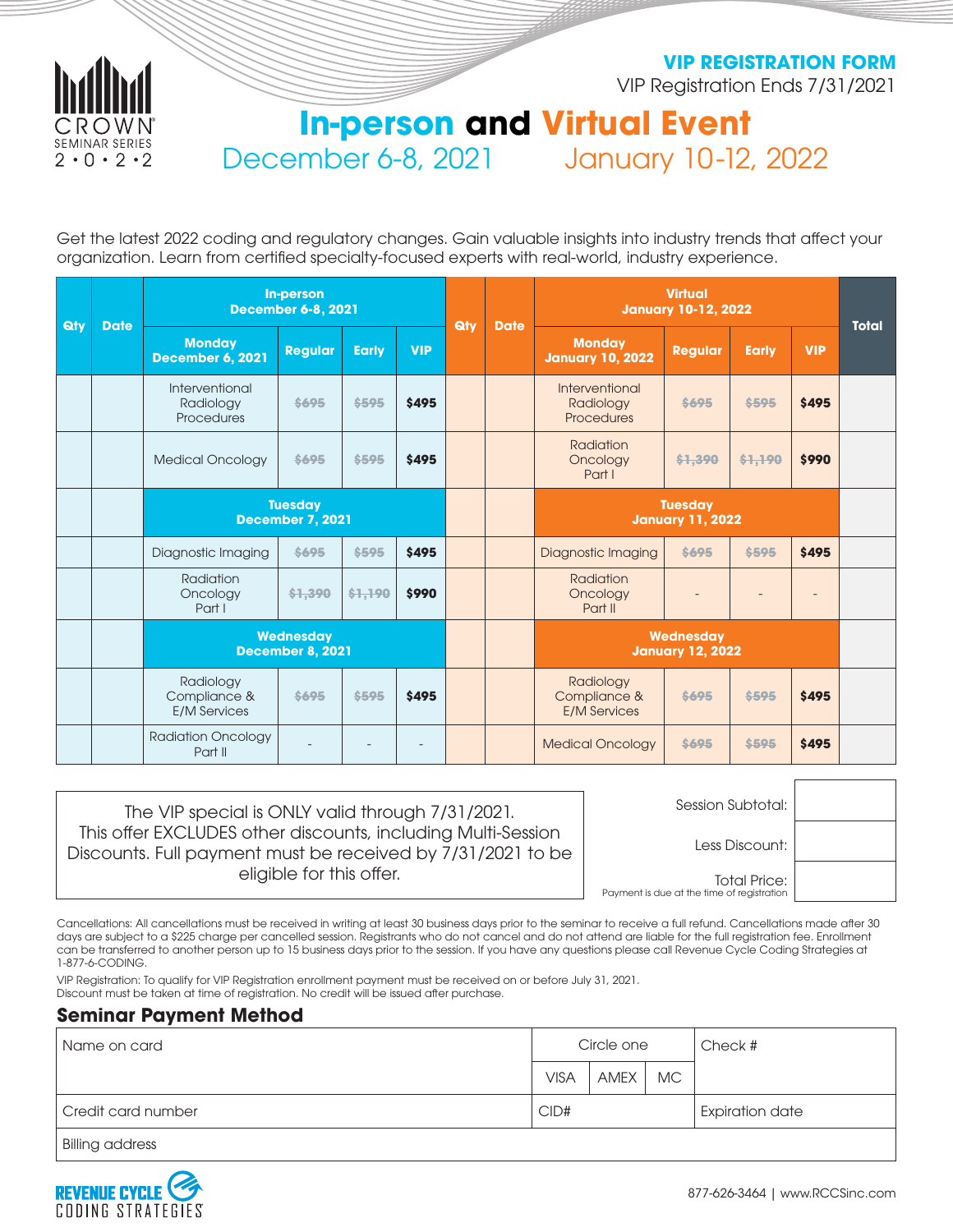CROWN SEMINAR SERIES 2•0•2•2

**VIP REGISTRATION FORM**

VIP Registration Ends 7/31/2021

# In-person and Virtual Event

December 6-8, 2021 | January 10-12, 2022

Get the latest 2022 coding and regulatory changes. Gain valuable insights into industry trends that affect your organization. Learn from certified specialty-focused experts with real-world, industry experience.

| Qty | Date | In-person December 6-8, 2021 | | | | Qty | Date | Virtual January 10-12, 2022 | | | | Total |
|---|---|---|---|---|---|---|---|---|---|---|---|---|
| | | **Monday December 6, 2021** | **Regular** | **Early** | **VIP** | | | **Monday January 10, 2022** | **Regular** | **Early** | **VIP** | |
| | | Interventional Radiology Procedures | ~~$695~~ | ~~$595~~ | **$495** | | | Interventional Radiology Procedures | ~~$695~~ | ~~$595~~ | **$495** | |
| | | Medical Oncology | ~~$695~~ | ~~$595~~ | **$495** | | | Radiation Oncology Part I | ~~$1,390~~ | ~~$1,190~~ | **$990** | |
| | | **Tuesday December 7, 2021** | | | | | | **Tuesday January 11, 2022** | | | | |
| | | Diagnostic Imaging | ~~$695~~ | ~~$595~~ | **$495** | | | Diagnostic Imaging | ~~$695~~ | ~~$595~~ | **$495** | |
| | | Radiation Oncology Part I | ~~$1,390~~ | ~~$1,190~~ | **$990** | | | Radiation Oncology Part II | - | - | - | |
| | | **Wednesday December 8, 2021** | | | | | | **Wednesday January 12, 2022** | | | | |
| | | Radiology Compliance & E/M Services | ~~$695~~ | ~~$595~~ | **$495** | | | Radiology Compliance & E/M Services | ~~$695~~ | ~~$595~~ | **$495** | |
| | | Radiation Oncology Part II | - | - | - | | | Medical Oncology | ~~$695~~ | ~~$595~~ | **$495** | |

The VIP special is ONLY valid through 7/31/2021. This offer EXCLUDES other discounts, including Multi-Session Discounts. Full payment must be received by 7/31/2021 to be eligible for this offer.

| | |
|---|---|
| Session Subtotal: | |
| Less Discount: | |
| Total Price: Payment is due at the time of registration | |

Cancellations: All cancellations must be received in writing at least 30 business days prior to the seminar to receive a full refund. Cancellations made after 30 days are subject to a $225 charge per cancelled session. Registrants who do not cancel and do not attend are liable for the full registration fee. Enrollment can be transferred to another person up to 15 business days prior to the session. If you have any questions please call Revenue Cycle Coding Strategies at 1-877-6-CODING.

VIP Registration: To qualify for VIP Registration enrollment payment must be received on or before July 31, 2021. Discount must be taken at time of registration. No credit will be issued after purchase.

## Seminar Payment Method

| Name on card | Circle one: VISA / AMEX / MC | Check # |
|---|---|---|
| Credit card number | CID# | Expiration date |
| Billing address | | |

REVENUE CYCLE CODING STRATEGIES

877-626-3464 | www.RCCSinc.com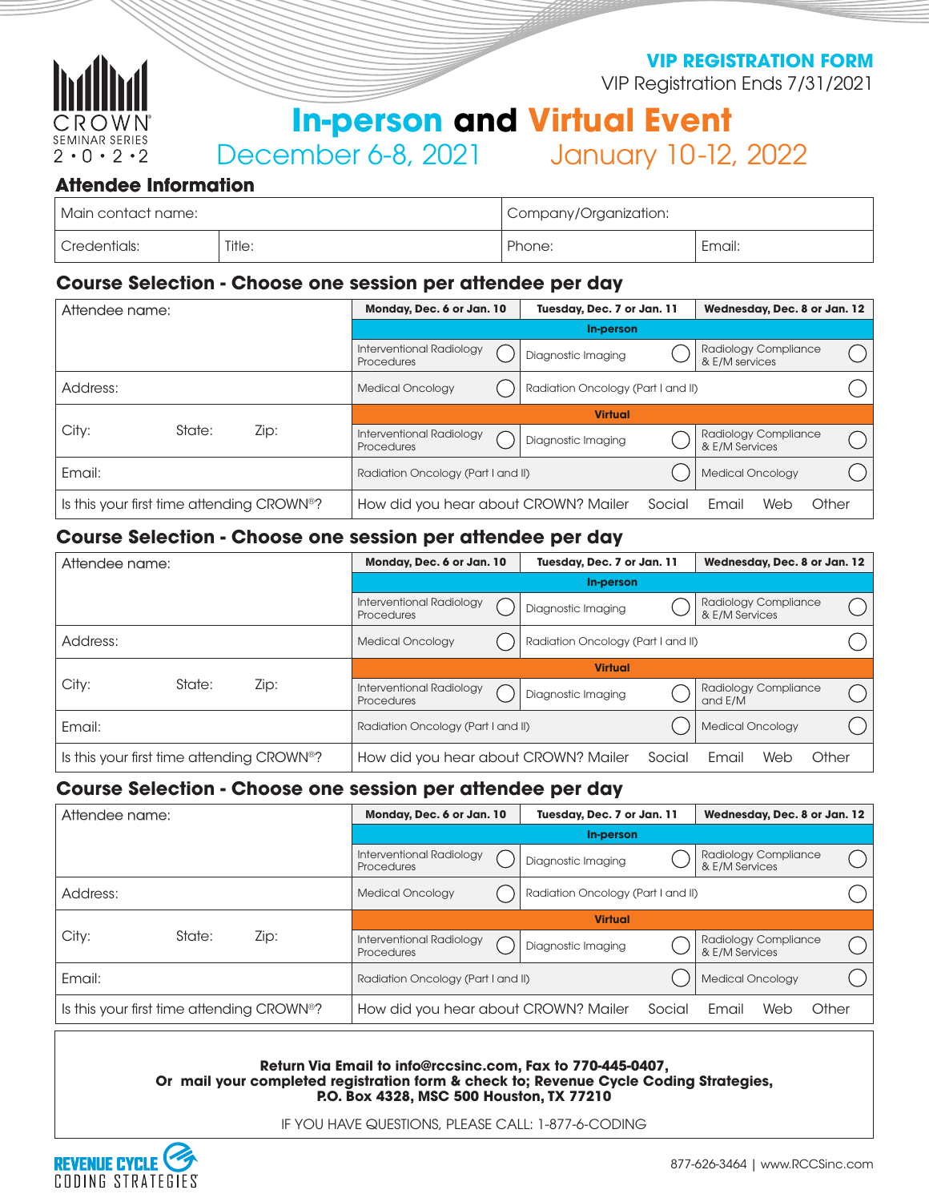CROWN
SEMINAR SERIES
2 • 0 • 2 • 2

**VIP REGISTRATION FORM**
VIP Registration Ends 7/31/2021

# In-person and Virtual Event

December 6-8, 2021    January 10-12, 2022

## Attendee Information

| | | | |
|---|---|---|---|
| Main contact name: | | Company/Organization: | |
| Credentials: | Title: | Phone: | Email: |

## Course Selection - Choose one session per attendee per day

| Attendee name: | Monday, Dec. 6 or Jan. 10 | Tuesday, Dec. 7 or Jan. 11 | Wednesday, Dec. 8 or Jan. 12 |
|---|---|---|---|
| | **In-person** | | |
| | Interventional Radiology Procedures ◯ | Diagnostic Imaging ◯ | Radiology Compliance & E/M services ◯ |
| Address: | Medical Oncology ◯ | Radiation Oncology (Part I and II) ◯ | |
| City: State: Zip: | **Virtual** | | |
| | Interventional Radiology Procedures ◯ | Diagnostic Imaging ◯ | Radiology Compliance & E/M Services ◯ |
| Email: | Radiation Oncology (Part I and II) ◯ | | Medical Oncology ◯ |
| Is this your first time attending CROWN®? | How did you hear about CROWN? Mailer Social Email Web Other | | |

## Course Selection - Choose one session per attendee per day

| Attendee name: | Monday, Dec. 6 or Jan. 10 | Tuesday, Dec. 7 or Jan. 11 | Wednesday, Dec. 8 or Jan. 12 |
|---|---|---|---|
| | **In-person** | | |
| | Interventional Radiology Procedures ◯ | Diagnostic Imaging ◯ | Radiology Compliance & E/M Services ◯ |
| Address: | Medical Oncology ◯ | Radiation Oncology (Part I and II) ◯ | |
| City: State: Zip: | **Virtual** | | |
| | Interventional Radiology Procedures ◯ | Diagnostic Imaging ◯ | Radiology Compliance and E/M ◯ |
| Email: | Radiation Oncology (Part I and II) ◯ | | Medical Oncology ◯ |
| Is this your first time attending CROWN®? | How did you hear about CROWN? Mailer Social Email Web Other | | |

## Course Selection - Choose one session per attendee per day

| Attendee name: | Monday, Dec. 6 or Jan. 10 | Tuesday, Dec. 7 or Jan. 11 | Wednesday, Dec. 8 or Jan. 12 |
|---|---|---|---|
| | **In-person** | | |
| | Interventional Radiology Procedures ◯ | Diagnostic Imaging ◯ | Radiology Compliance & E/M Services ◯ |
| Address: | Medical Oncology ◯ | Radiation Oncology (Part I and II) ◯ | |
| City: State: Zip: | **Virtual** | | |
| | Interventional Radiology Procedures ◯ | Diagnostic Imaging ◯ | Radiology Compliance & E/M Services ◯ |
| Email: | Radiation Oncology (Part I and II) ◯ | | Medical Oncology ◯ |
| Is this your first time attending CROWN®? | How did you hear about CROWN? Mailer Social Email Web Other | | |

**Return Via Email to info@rccsinc.com, Fax to 770-445-0407,**
**Or mail your completed registration form & check to; Revenue Cycle Coding Strategies,**
**P.O. Box 4328, MSC 500 Houston, TX 77210**

IF YOU HAVE QUESTIONS, PLEASE CALL: 1-877-6-CODING

REVENUE CYCLE CODING STRATEGIES

877-626-3464 | www.RCCSinc.com